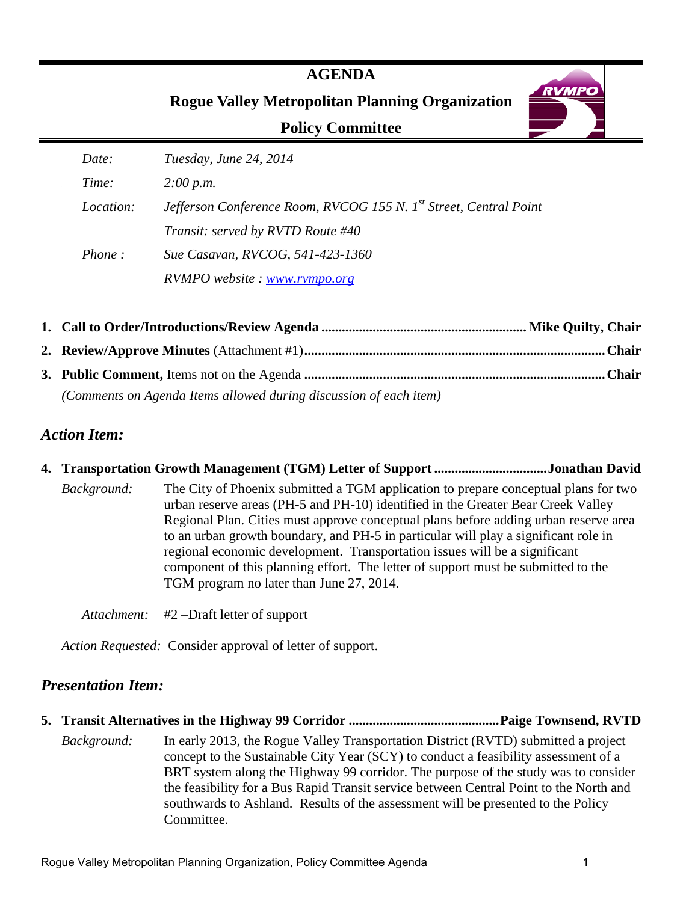# AGENDA

## Rogue Valley Metropolitan Planning Organization

## Policy Committee

| | |
|---|---|
| *Date:* | *Tuesday, June 24, 2014* |
| *Time:* | *2:00 p.m.* |
| *Location:* | *Jefferson Conference Room, RVCOG 155 N. 1st Street, Central Point* |
| | *Transit: served by RVTD Route #40* |
| *Phone :* | *Sue Casavan, RVCOG, 541-423-1360* |
| | *RVMPO website : [www.rvmpo.org](http://www.rvmpo.org)* |

1. **Call to Order/Introductions/Review Agenda ........................................................... Mike Quilty, Chair**
2. **Review/Approve Minutes** (Attachment #1)**........................................................................................Chair**
3. **Public Comment,** Items not on the Agenda **........................................................................................Chair**
   *(Comments on Agenda Items allowed during discussion of each item)*

## *Action Item:*

4. **Transportation Growth Management (TGM) Letter of Support .................................Jonathan David**

   *Background:* The City of Phoenix submitted a TGM application to prepare conceptual plans for two urban reserve areas (PH-5 and PH-10) identified in the Greater Bear Creek Valley Regional Plan. Cities must approve conceptual plans before adding urban reserve area to an urban growth boundary, and PH-5 in particular will play a significant role in regional economic development. Transportation issues will be a significant component of this planning effort. The letter of support must be submitted to the TGM program no later than June 27, 2014.

   *Attachment:* #2 –Draft letter of support

   *Action Requested:* Consider approval of letter of support.

## *Presentation Item:*

5. **Transit Alternatives in the Highway 99 Corridor ............................................Paige Townsend, RVTD**

   *Background:* In early 2013, the Rogue Valley Transportation District (RVTD) submitted a project concept to the Sustainable City Year (SCY) to conduct a feasibility assessment of a BRT system along the Highway 99 corridor. The purpose of the study was to consider the feasibility for a Bus Rapid Transit service between Central Point to the North and southwards to Ashland. Results of the assessment will be presented to the Policy Committee.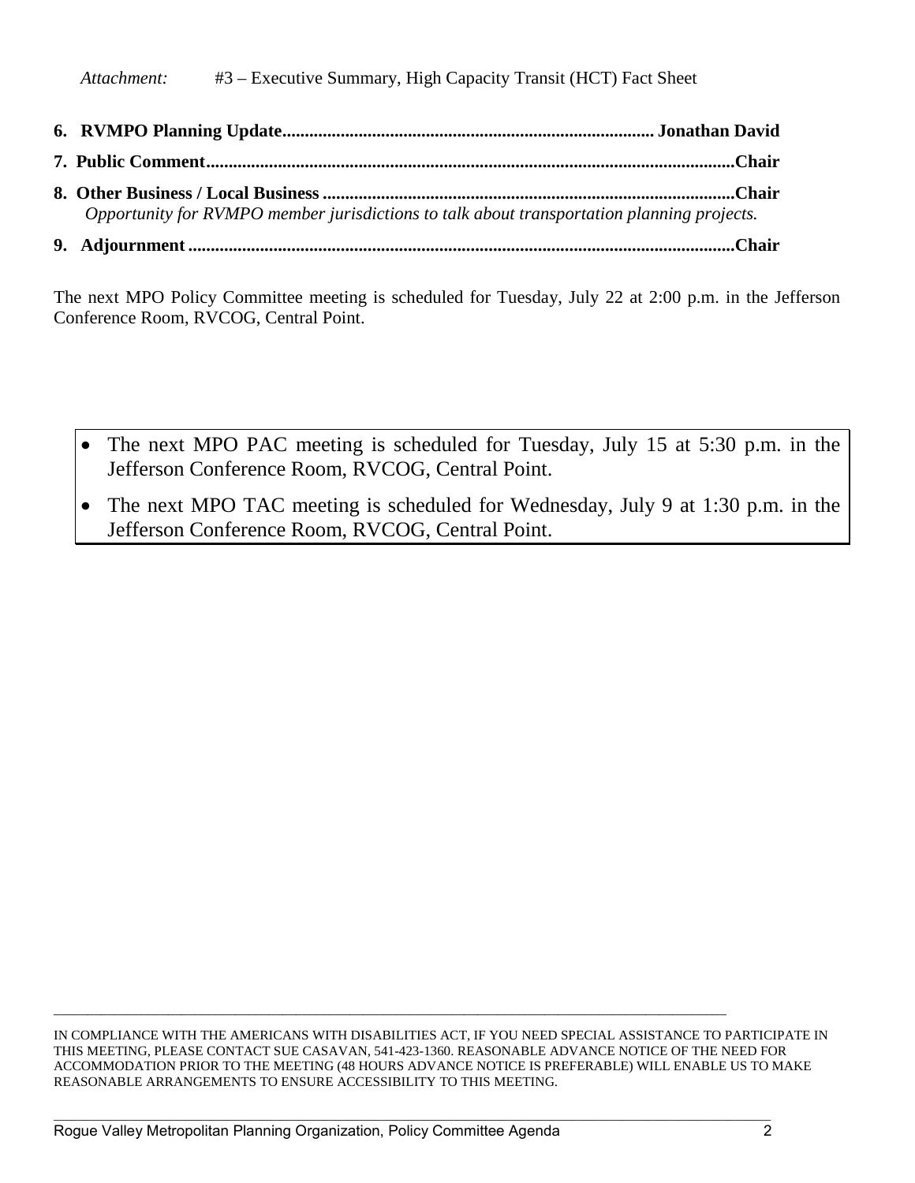*Attachment:* #3 – Executive Summary, High Capacity Transit (HCT) Fact Sheet

**6. RVMPO Planning Update................................................................................. Jonathan David**

**7. Public Comment.....................................................................................................................Chair**

**8. Other Business / Local Business ...........................................................................................Chair**

*Opportunity for RVMPO member jurisdictions to talk about transportation planning projects.*

**9. Adjournment .........................................................................................................................Chair**

The next MPO Policy Committee meeting is scheduled for Tuesday, July 22 at 2:00 p.m. in the Jefferson Conference Room, RVCOG, Central Point.

- The next MPO PAC meeting is scheduled for Tuesday, July 15 at 5:30 p.m. in the Jefferson Conference Room, RVCOG, Central Point.
- The next MPO TAC meeting is scheduled for Wednesday, July 9 at 1:30 p.m. in the Jefferson Conference Room, RVCOG, Central Point.

---

IN COMPLIANCE WITH THE AMERICANS WITH DISABILITIES ACT, IF YOU NEED SPECIAL ASSISTANCE TO PARTICIPATE IN THIS MEETING, PLEASE CONTACT SUE CASAVAN, 541-423-1360. REASONABLE ADVANCE NOTICE OF THE NEED FOR ACCOMMODATION PRIOR TO THE MEETING (48 HOURS ADVANCE NOTICE IS PREFERABLE) WILL ENABLE US TO MAKE REASONABLE ARRANGEMENTS TO ENSURE ACCESSIBILITY TO THIS MEETING.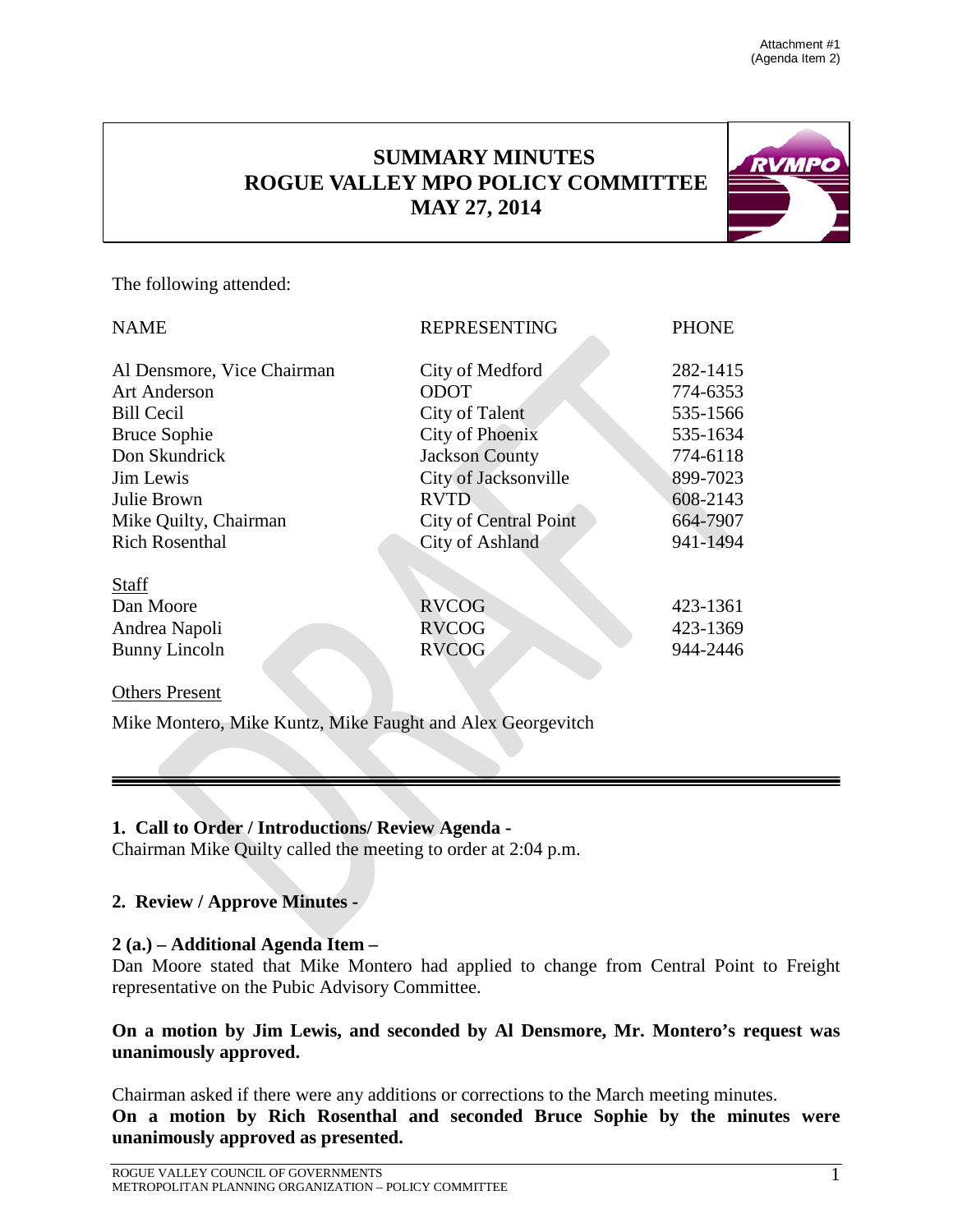Attachment #1
(Agenda Item 2)

# SUMMARY MINUTES
# ROGUE VALLEY MPO POLICY COMMITTEE
# MAY 27, 2014

The following attended:

| NAME | REPRESENTING | PHONE |
|---|---|---|
| Al Densmore, Vice Chairman | City of Medford | 282-1415 |
| Art Anderson | ODOT | 774-6353 |
| Bill Cecil | City of Talent | 535-1566 |
| Bruce Sophie | City of Phoenix | 535-1634 |
| Don Skundrick | Jackson County | 774-6118 |
| Jim Lewis | City of Jacksonville | 899-7023 |
| Julie Brown | RVTD | 608-2143 |
| Mike Quilty, Chairman | City of Central Point | 664-7907 |
| Rich Rosenthal | City of Ashland | 941-1494 |
| Staff | | |
| Dan Moore | RVCOG | 423-1361 |
| Andrea Napoli | RVCOG | 423-1369 |
| Bunny Lincoln | RVCOG | 944-2446 |

Others Present

Mike Montero, Mike Kuntz, Mike Faught and Alex Georgevitch

---

**1. Call to Order / Introductions/ Review Agenda -**
Chairman Mike Quilty called the meeting to order at 2:04 p.m.

**2. Review / Approve Minutes -**

**2 (a.) – Additional Agenda Item –**
Dan Moore stated that Mike Montero had applied to change from Central Point to Freight representative on the Pubic Advisory Committee.

**On a motion by Jim Lewis, and seconded by Al Densmore, Mr. Montero's request was unanimously approved.**

Chairman asked if there were any additions or corrections to the March meeting minutes.
**On a motion by Rich Rosenthal and seconded Bruce Sophie by the minutes were unanimously approved as presented.**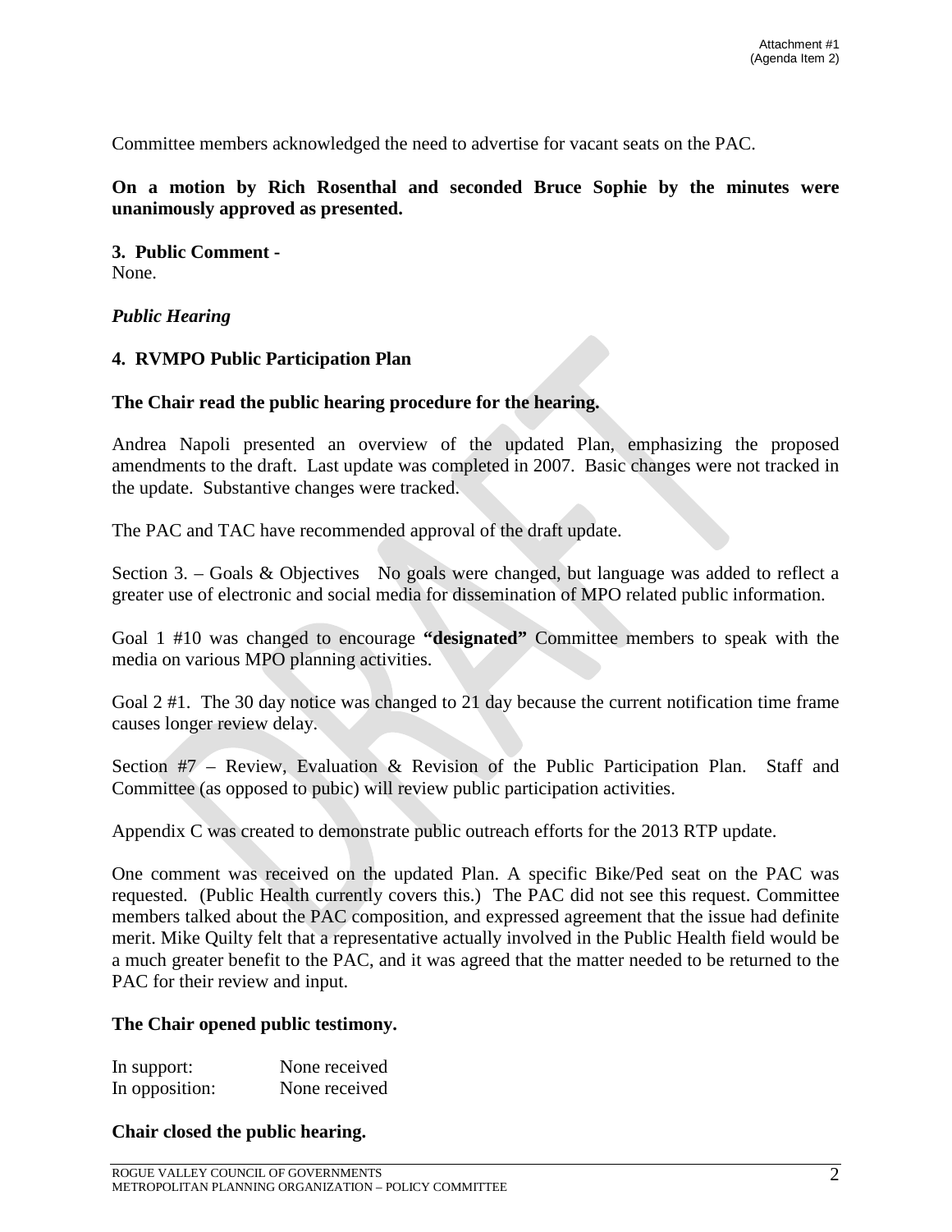Attachment #1
(Agenda Item 2)

Committee members acknowledged the need to advertise for vacant seats on the PAC.

**On a motion by Rich Rosenthal and seconded Bruce Sophie by the minutes were unanimously approved as presented.**

**3. Public Comment -**
None.

***Public Hearing***

**4. RVMPO Public Participation Plan**

**The Chair read the public hearing procedure for the hearing.**

Andrea Napoli presented an overview of the updated Plan, emphasizing the proposed amendments to the draft. Last update was completed in 2007. Basic changes were not tracked in the update. Substantive changes were tracked.

The PAC and TAC have recommended approval of the draft update.

Section 3. – Goals & Objectives No goals were changed, but language was added to reflect a greater use of electronic and social media for dissemination of MPO related public information.

Goal 1 #10 was changed to encourage **"designated"** Committee members to speak with the media on various MPO planning activities.

Goal 2 #1. The 30 day notice was changed to 21 day because the current notification time frame causes longer review delay.

Section #7 – Review, Evaluation & Revision of the Public Participation Plan. Staff and Committee (as opposed to pubic) will review public participation activities.

Appendix C was created to demonstrate public outreach efforts for the 2013 RTP update.

One comment was received on the updated Plan. A specific Bike/Ped seat on the PAC was requested. (Public Health currently covers this.) The PAC did not see this request. Committee members talked about the PAC composition, and expressed agreement that the issue had definite merit. Mike Quilty felt that a representative actually involved in the Public Health field would be a much greater benefit to the PAC, and it was agreed that the matter needed to be returned to the PAC for their review and input.

**The Chair opened public testimony.**

In support: None received
In opposition: None received

**Chair closed the public hearing.**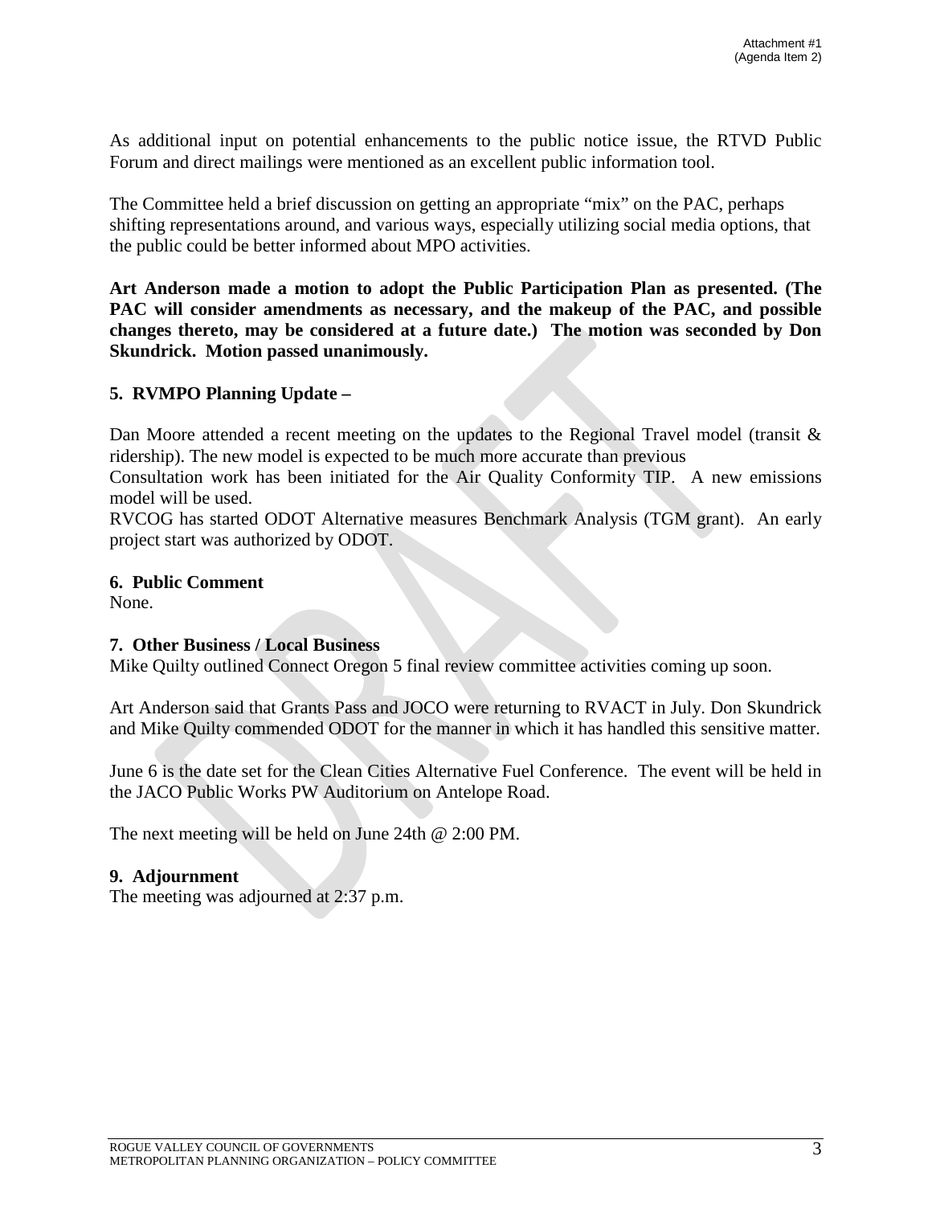Attachment #1
(Agenda Item 2)

As additional input on potential enhancements to the public notice issue, the RTVD Public Forum and direct mailings were mentioned as an excellent public information tool.

The Committee held a brief discussion on getting an appropriate "mix" on the PAC, perhaps shifting representations around, and various ways, especially utilizing social media options, that the public could be better informed about MPO activities.

**Art Anderson made a motion to adopt the Public Participation Plan as presented. (The PAC will consider amendments as necessary, and the makeup of the PAC, and possible changes thereto, may be considered at a future date.) The motion was seconded by Don Skundrick. Motion passed unanimously.**

**5. RVMPO Planning Update –**

Dan Moore attended a recent meeting on the updates to the Regional Travel model (transit & ridership). The new model is expected to be much more accurate than previous
Consultation work has been initiated for the Air Quality Conformity TIP. A new emissions model will be used.
RVCOG has started ODOT Alternative measures Benchmark Analysis (TGM grant). An early project start was authorized by ODOT.

**6. Public Comment**
None.

**7. Other Business / Local Business**
Mike Quilty outlined Connect Oregon 5 final review committee activities coming up soon.

Art Anderson said that Grants Pass and JOCO were returning to RVACT in July. Don Skundrick and Mike Quilty commended ODOT for the manner in which it has handled this sensitive matter.

June 6 is the date set for the Clean Cities Alternative Fuel Conference. The event will be held in the JACO Public Works PW Auditorium on Antelope Road.

The next meeting will be held on June 24th @ 2:00 PM.

**9. Adjournment**
The meeting was adjourned at 2:37 p.m.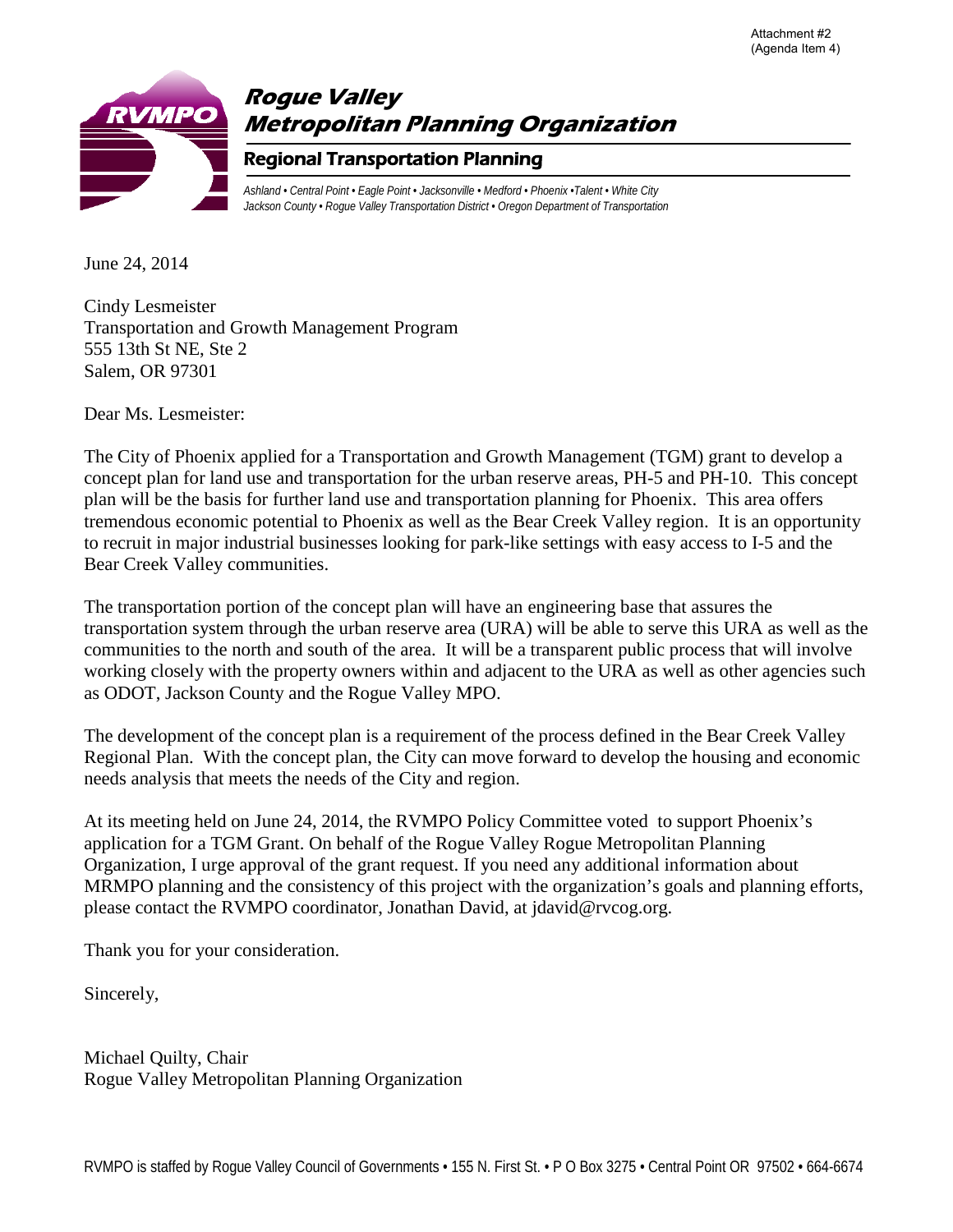Attachment #2
(Agenda Item 4)

# Rogue Valley Metropolitan Planning Organization

## Regional Transportation Planning

*Ashland • Central Point • Eagle Point • Jacksonville • Medford • Phoenix •Talent • White City*
*Jackson County • Rogue Valley Transportation District • Oregon Department of Transportation*

June 24, 2014

Cindy Lesmeister
Transportation and Growth Management Program
555 13th St NE, Ste 2
Salem, OR 97301

Dear Ms. Lesmeister:

The City of Phoenix applied for a Transportation and Growth Management (TGM) grant to develop a concept plan for land use and transportation for the urban reserve areas, PH-5 and PH-10. This concept plan will be the basis for further land use and transportation planning for Phoenix. This area offers tremendous economic potential to Phoenix as well as the Bear Creek Valley region. It is an opportunity to recruit in major industrial businesses looking for park-like settings with easy access to I-5 and the Bear Creek Valley communities.

The transportation portion of the concept plan will have an engineering base that assures the transportation system through the urban reserve area (URA) will be able to serve this URA as well as the communities to the north and south of the area. It will be a transparent public process that will involve working closely with the property owners within and adjacent to the URA as well as other agencies such as ODOT, Jackson County and the Rogue Valley MPO.

The development of the concept plan is a requirement of the process defined in the Bear Creek Valley Regional Plan. With the concept plan, the City can move forward to develop the housing and economic needs analysis that meets the needs of the City and region.

At its meeting held on June 24, 2014, the RVMPO Policy Committee voted to support Phoenix's application for a TGM Grant. On behalf of the Rogue Valley Rogue Metropolitan Planning Organization, I urge approval of the grant request. If you need any additional information about MRMPO planning and the consistency of this project with the organization's goals and planning efforts, please contact the RVMPO coordinator, Jonathan David, at jdavid@rvcog.org.

Thank you for your consideration.

Sincerely,

Michael Quilty, Chair
Rogue Valley Metropolitan Planning Organization

RVMPO is staffed by Rogue Valley Council of Governments • 155 N. First St. • P O Box 3275 • Central Point OR 97502 • 664-6674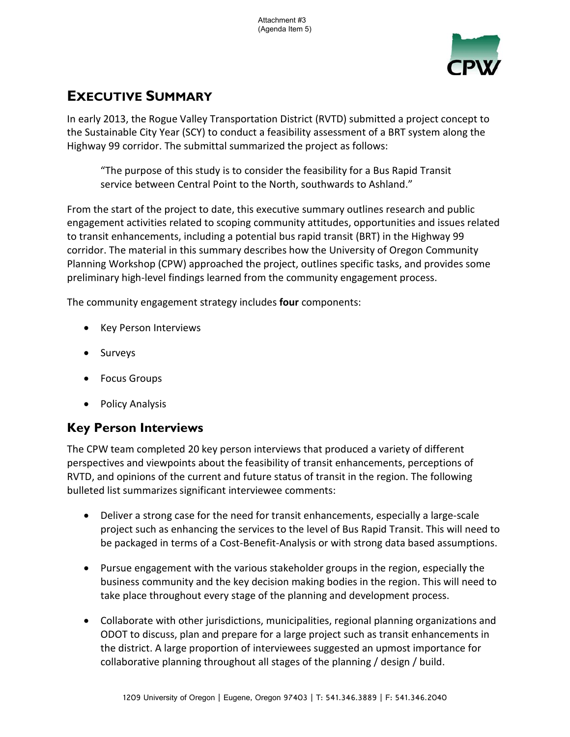Attachment #3
(Agenda Item 5)

# EXECUTIVE SUMMARY

In early 2013, the Rogue Valley Transportation District (RVTD) submitted a project concept to the Sustainable City Year (SCY) to conduct a feasibility assessment of a BRT system along the Highway 99 corridor. The submittal summarized the project as follows:

> "The purpose of this study is to consider the feasibility for a Bus Rapid Transit service between Central Point to the North, southwards to Ashland."

From the start of the project to date, this executive summary outlines research and public engagement activities related to scoping community attitudes, opportunities and issues related to transit enhancements, including a potential bus rapid transit (BRT) in the Highway 99 corridor. The material in this summary describes how the University of Oregon Community Planning Workshop (CPW) approached the project, outlines specific tasks, and provides some preliminary high-level findings learned from the community engagement process.

The community engagement strategy includes **four** components:

- Key Person Interviews
- Surveys
- Focus Groups
- Policy Analysis

## Key Person Interviews

The CPW team completed 20 key person interviews that produced a variety of different perspectives and viewpoints about the feasibility of transit enhancements, perceptions of RVTD, and opinions of the current and future status of transit in the region. The following bulleted list summarizes significant interviewee comments:

- Deliver a strong case for the need for transit enhancements, especially a large-scale project such as enhancing the services to the level of Bus Rapid Transit. This will need to be packaged in terms of a Cost-Benefit-Analysis or with strong data based assumptions.
- Pursue engagement with the various stakeholder groups in the region, especially the business community and the key decision making bodies in the region. This will need to take place throughout every stage of the planning and development process.
- Collaborate with other jurisdictions, municipalities, regional planning organizations and ODOT to discuss, plan and prepare for a large project such as transit enhancements in the district. A large proportion of interviewees suggested an upmost importance for collaborative planning throughout all stages of the planning / design / build.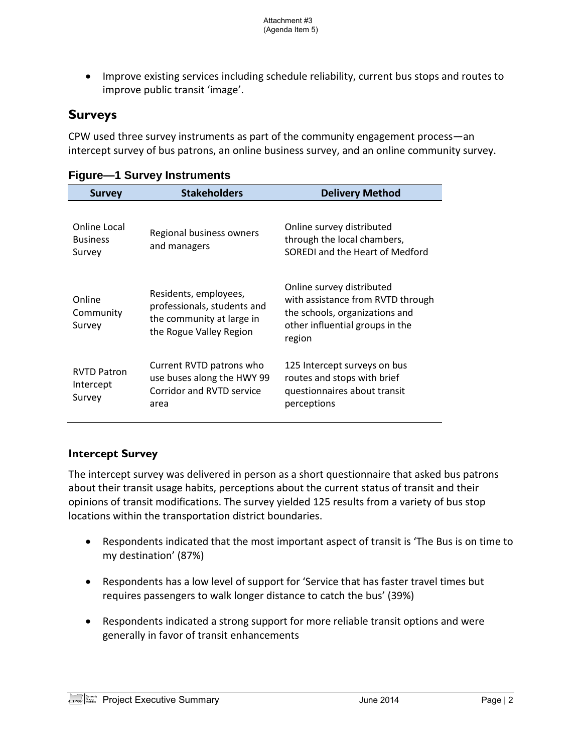- Improve existing services including schedule reliability, current bus stops and routes to improve public transit 'image'.

## Surveys

CPW used three survey instruments as part of the community engagement process—an intercept survey of bus patrons, an online business survey, and an online community survey.

### Figure—1 Survey Instruments

| Survey | Stakeholders | Delivery Method |
| --- | --- | --- |
| Online Local Business Survey | Regional business owners and managers | Online survey distributed through the local chambers, SOREDI and the Heart of Medford |
| Online Community Survey | Residents, employees, professionals, students and the community at large in the Rogue Valley Region | Online survey distributed with assistance from RVTD through the schools, organizations and other influential groups in the region |
| RVTD Patron Intercept Survey | Current RVTD patrons who use buses along the HWY 99 Corridor and RVTD service area | 125 Intercept surveys on bus routes and stops with brief questionnaires about transit perceptions |

### Intercept Survey

The intercept survey was delivered in person as a short questionnaire that asked bus patrons about their transit usage habits, perceptions about the current status of transit and their opinions of transit modifications. The survey yielded 125 results from a variety of bus stop locations within the transportation district boundaries.

- Respondents indicated that the most important aspect of transit is 'The Bus is on time to my destination' (87%)
- Respondents has a low level of support for 'Service that has faster travel times but requires passengers to walk longer distance to catch the bus' (39%)
- Respondents indicated a strong support for more reliable transit options and were generally in favor of transit enhancements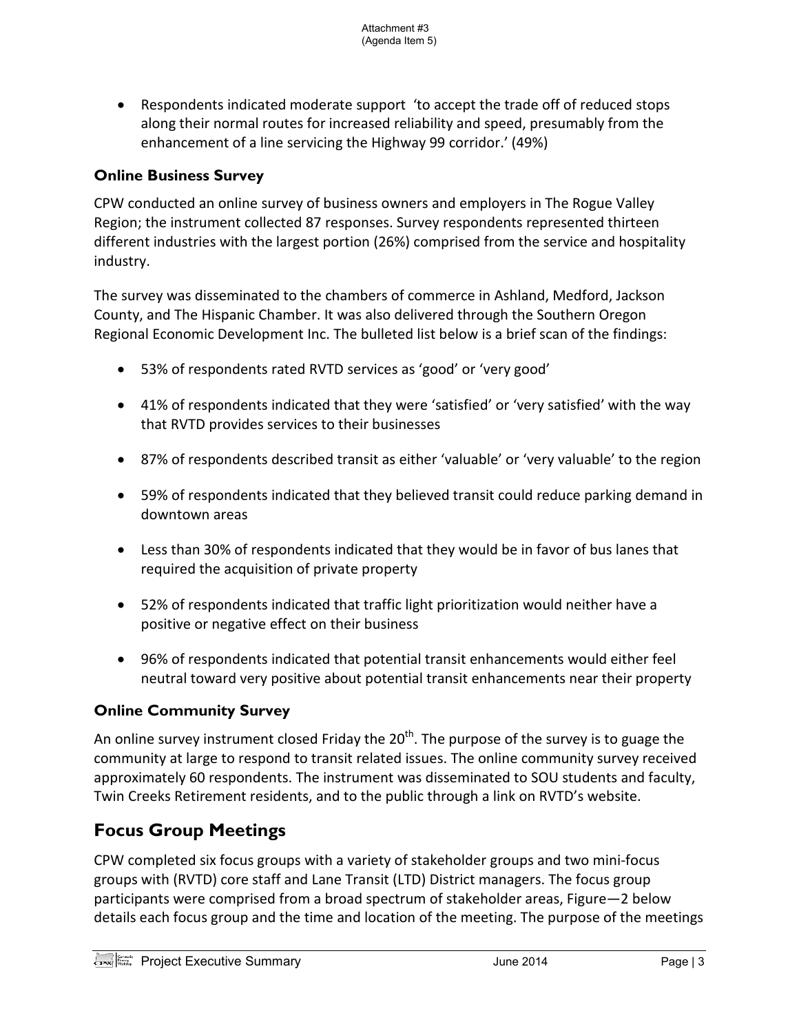- Respondents indicated moderate support 'to accept the trade off of reduced stops along their normal routes for increased reliability and speed, presumably from the enhancement of a line servicing the Highway 99 corridor.' (49%)

### Online Business Survey

CPW conducted an online survey of business owners and employers in The Rogue Valley Region; the instrument collected 87 responses. Survey respondents represented thirteen different industries with the largest portion (26%) comprised from the service and hospitality industry.

The survey was disseminated to the chambers of commerce in Ashland, Medford, Jackson County, and The Hispanic Chamber. It was also delivered through the Southern Oregon Regional Economic Development Inc. The bulleted list below is a brief scan of the findings:

- 53% of respondents rated RVTD services as 'good' or 'very good'
- 41% of respondents indicated that they were 'satisfied' or 'very satisfied' with the way that RVTD provides services to their businesses
- 87% of respondents described transit as either 'valuable' or 'very valuable' to the region
- 59% of respondents indicated that they believed transit could reduce parking demand in downtown areas
- Less than 30% of respondents indicated that they would be in favor of bus lanes that required the acquisition of private property
- 52% of respondents indicated that traffic light prioritization would neither have a positive or negative effect on their business
- 96% of respondents indicated that potential transit enhancements would either feel neutral toward very positive about potential transit enhancements near their property

### Online Community Survey

An online survey instrument closed Friday the 20th. The purpose of the survey is to guage the community at large to respond to transit related issues. The online community survey received approximately 60 respondents. The instrument was disseminated to SOU students and faculty, Twin Creeks Retirement residents, and to the public through a link on RVTD's website.

## Focus Group Meetings

CPW completed six focus groups with a variety of stakeholder groups and two mini-focus groups with (RVTD) core staff and Lane Transit (LTD) District managers. The focus group participants were comprised from a broad spectrum of stakeholder areas, Figure—2 below details each focus group and the time and location of the meeting. The purpose of the meetings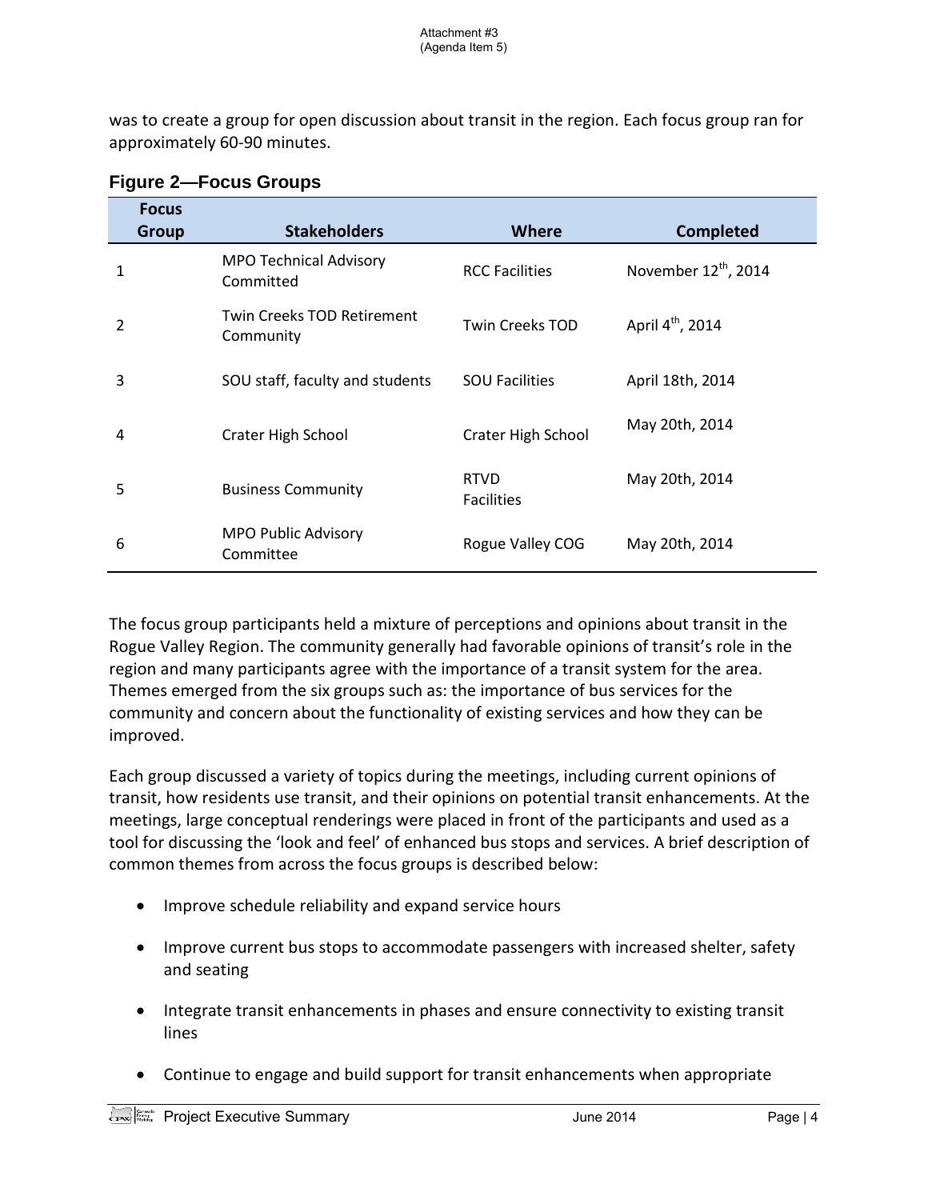was to create a group for open discussion about transit in the region. Each focus group ran for approximately 60-90 minutes.

### Figure 2—Focus Groups

| Focus Group | Stakeholders | Where | Completed |
|---|---|---|---|
| 1 | MPO Technical Advisory Committed | RCC Facilities | November 12th, 2014 |
| 2 | Twin Creeks TOD Retirement Community | Twin Creeks TOD | April 4th, 2014 |
| 3 | SOU staff, faculty and students | SOU Facilities | April 18th, 2014 |
| 4 | Crater High School | Crater High School | May 20th, 2014 |
| 5 | Business Community | RTVD Facilities | May 20th, 2014 |
| 6 | MPO Public Advisory Committee | Rogue Valley COG | May 20th, 2014 |

The focus group participants held a mixture of perceptions and opinions about transit in the Rogue Valley Region. The community generally had favorable opinions of transit's role in the region and many participants agree with the importance of a transit system for the area. Themes emerged from the six groups such as: the importance of bus services for the community and concern about the functionality of existing services and how they can be improved.

Each group discussed a variety of topics during the meetings, including current opinions of transit, how residents use transit, and their opinions on potential transit enhancements. At the meetings, large conceptual renderings were placed in front of the participants and used as a tool for discussing the 'look and feel' of enhanced bus stops and services. A brief description of common themes from across the focus groups is described below:

- Improve schedule reliability and expand service hours
- Improve current bus stops to accommodate passengers with increased shelter, safety and seating
- Integrate transit enhancements in phases and ensure connectivity to existing transit lines
- Continue to engage and build support for transit enhancements when appropriate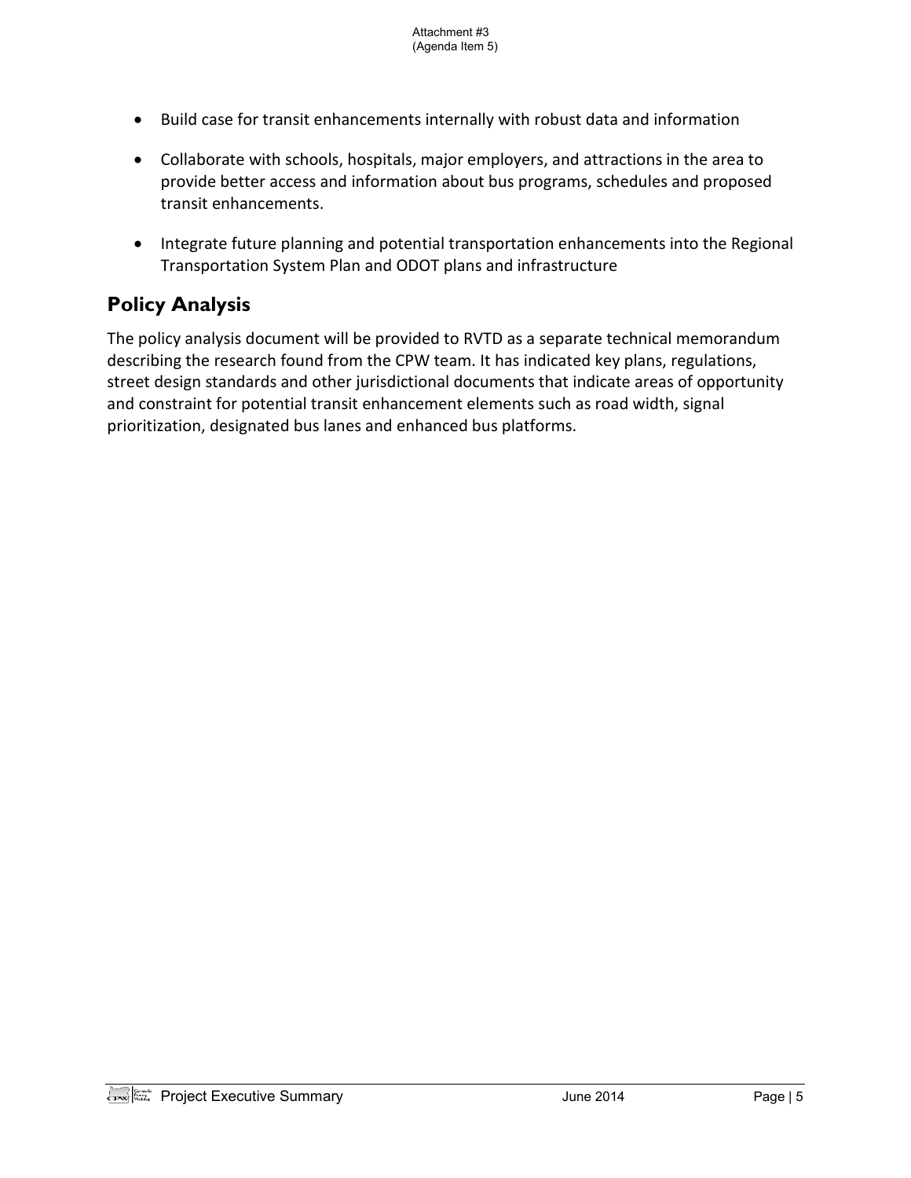- Build case for transit enhancements internally with robust data and information
- Collaborate with schools, hospitals, major employers, and attractions in the area to provide better access and information about bus programs, schedules and proposed transit enhancements.
- Integrate future planning and potential transportation enhancements into the Regional Transportation System Plan and ODOT plans and infrastructure

## Policy Analysis

The policy analysis document will be provided to RVTD as a separate technical memorandum describing the research found from the CPW team. It has indicated key plans, regulations, street design standards and other jurisdictional documents that indicate areas of opportunity and constraint for potential transit enhancement elements such as road width, signal prioritization, designated bus lanes and enhanced bus platforms.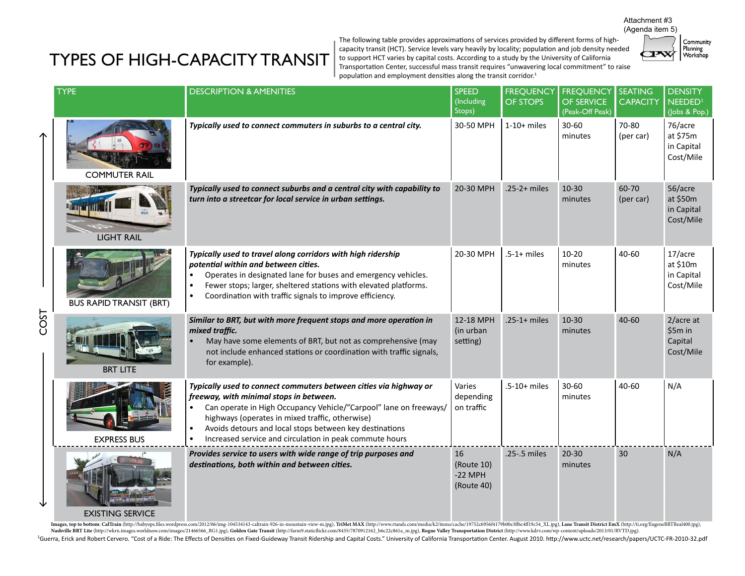Attachment #3
(Agenda item 5)

Community Planning Workshop

# TYPES OF HIGH-CAPACITY TRANSIT

The following table provides approximations of services provided by different forms of high-capacity transit (HCT). Service levels vary heavily by locality; population and job density needed to support HCT varies by capital costs. According to a study by the University of California Transportation Center, successful mass transit requires "unwavering local commitment" to raise population and employment densities along the transit corridor.[1]

| TYPE | DESCRIPTION & AMENITIES | SPEED (Including Stops) | FREQUENCY OF STOPS | FREQUENCY OF SERVICE (Peak-Off Peak) | SEATING CAPACITY | DENSITY NEEDED[1] (Jobs & Pop.) |
|---|---|---|---|---|---|---|
| COMMUTER RAIL | ***Typically used to connect commuters in suburbs to a central city.*** | 30-50 MPH | 1-10+ miles | 30-60 minutes | 70-80 (per car) | 76/acre at $75m in Capital Cost/Mile |
| LIGHT RAIL | ***Typically used to connect suburbs and a central city with capability to turn into a streetcar for local service in urban settings.*** | 20-30 MPH | .25-2+ miles | 10-30 minutes | 60-70 (per car) | 56/acre at $50m in Capital Cost/Mile |
| BUS RAPID TRANSIT (BRT) | ***Typically used to travel along corridors with high ridership potential within and between cities.*** <br>• Operates in designated lane for buses and emergency vehicles. <br>• Fewer stops; larger, sheltered stations with elevated platforms. <br>• Coordination with traffic signals to improve efficiency. | 20-30 MPH | .5-1+ miles | 10-20 minutes | 40-60 | 17/acre at $10m in Capital Cost/Mile |
| BRT LITE | ***Similar to BRT, but with more frequent stops and more operation in mixed traffic.*** <br>• May have some elements of BRT, but not as comprehensive (may not include enhanced stations or coordination with traffic signals, for example). | 12-18 MPH (in urban setting) | .25-1+ miles | 10-30 minutes | 40-60 | 2/acre at $5m in Capital Cost/Mile |
| EXPRESS BUS | ***Typically used to connect commuters between cities via highway or freeway, with minimal stops in between.*** <br>• Can operate in High Occupancy Vehicle/"Carpool" lane on freeways/ highways (operates in mixed traffic, otherwise) <br>• Avoids detours and local stops between key destinations <br>• Increased service and circulation in peak commute hours | Varies depending on traffic | .5-10+ miles | 30-60 minutes | 40-60 | N/A |
| EXISTING SERVICE | ***Provides service to users with wide range of trip purposes and destinations, both within and between cities.*** | 16 (Route 10) -22 MPH (Route 40) | .25-.5 miles | 20-30 minutes | 30 | N/A |

COST (↑ ↓)

**Images, top to bottom**: **CalTrain** (http://babyops.files.wordpress.com/2012/06/img-104534143-caltrain-926-in-mountain-view-m.jpg), **TriMet MAX** (http://www.rtands.com/media/k2/items/cache/19752c6956f4179b00e3ff6c4ff19c54_XL.jpg), **Lane Transit District EmX** (http://ti.org/EugeneBRTReal400.jpg), **Nashville BRT Lite** (http://wkrn.images.worldnow.com/images/21466566_BG1.jpg), **Golden Gate Transit** (http://farm9.staticflickr.com/8435/7870912162_b6c22c861a_m.jpg), **Rogue Valley Transportation District** (http://www.kdrv.com/wp-content/uploads/2013/01/RVTD.jpg).

[1]Guerra, Erick and Robert Cervero. "Cost of a Ride: The Effects of Densities on Fixed-Guideway Transit Ridership and Capital Costs." University of California Transportation Center. August 2010. http://www.uctc.net/research/papers/UCTC-FR-2010-32.pdf